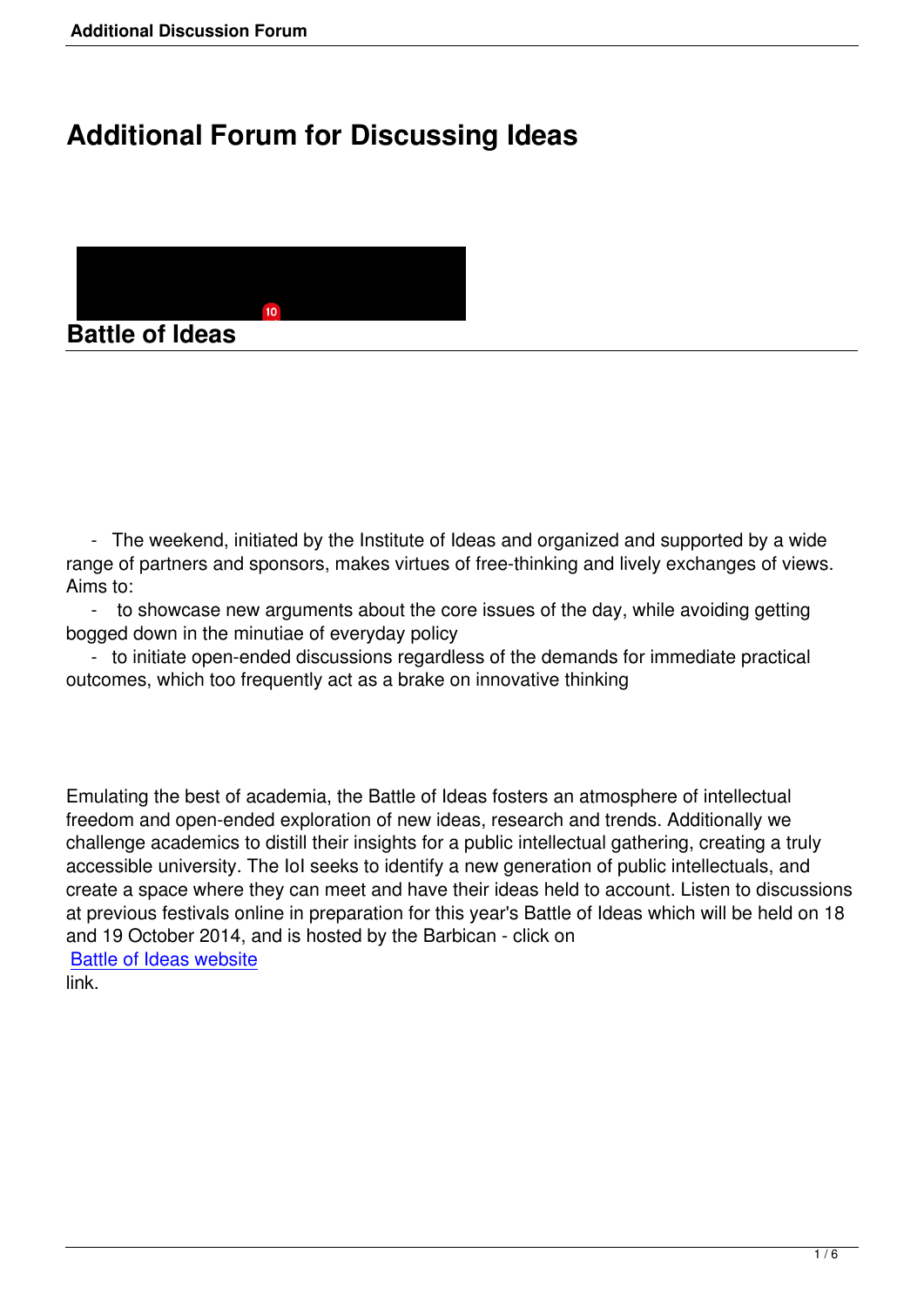# Additional Forum for Discussing Ideas

## Battle of Ideas

- The weekend, initiated by the Institute of Ideas and organized and supported by a wide range of partners and sponsors, makes virtues of free-thinking and lively exchanges of views. Aims to:
- to showcase new arguments about the core issues of the day, while avoiding getting bogged down in the minutiae of everyday policy
- to initiate open-ended discussions regardless of the demands for immediate practical outcomes, which too frequently act as a brake on innovative thinking

Emulating the best of academia, the Battle of Ideas fosters an atmosphere of intellectual freedom and open-ended exploration of new ideas, research and trends. Additionally we challenge academics to distill their insights for a public intellectual gathering, creating a truly accessible university. The IoI seeks to identify a new generation of public intellectuals, and create a space where they can meet and have their ideas held to account. Listen to discussions at previous festivals online in preparation for this year's Battle of Ideas which will be held on 18 and 19 October 2014, and is hosted by the Barbican - click on Battle of Ideas website link.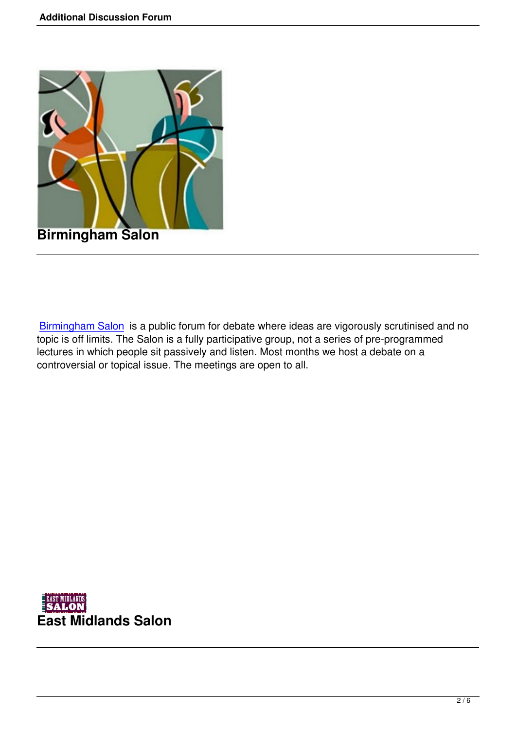## Birmingham Salon

Birmingham Salon is a public forum for debate where ideas are vigorously scrutinised and no topic is off limits. The Salon is a fully participative group, not a series of pre-programmed lectures in which people sit passively and listen. Most months we host a debate on a controversial or topical issue. The meetings are open to all.

## East Midlands Salon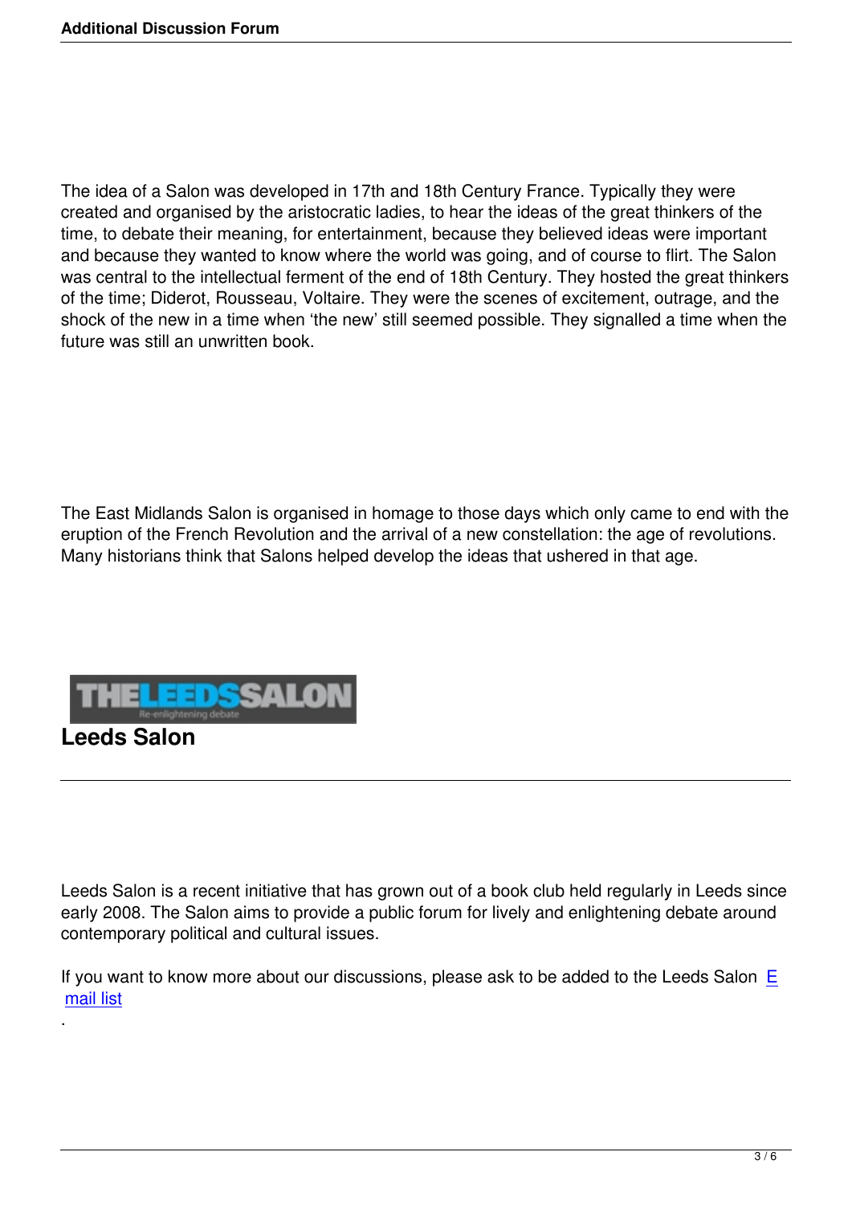The idea of a Salon was developed in 17th and 18th Century France. Typically they were created and organised by the aristocratic ladies, to hear the ideas of the great thinkers of the time, to debate their meaning, for entertainment, because they believed ideas were important and because they wanted to know where the world was going, and of course to flirt. The Salon was central to the intellectual ferment of the end of 18th Century. They hosted the great thinkers of the time; Diderot, Rousseau, Voltaire. They were the scenes of excitement, outrage, and the shock of the new in a time when 'the new' still seemed possible. They signalled a time when the future was still an unwritten book.

The East Midlands Salon is organised in homage to those days which only came to end with the eruption of the French Revolution and the arrival of a new constellation: the age of revolutions. Many historians think that Salons helped develop the ideas that ushered in that age.

## Leeds Salon

Leeds Salon is a recent initiative that has grown out of a book club held regularly in Leeds since early 2008. The Salon aims to provide a public forum for lively and enlightening debate around contemporary political and cultural issues.

If you want to know more about our discussions, please ask to be added to the Leeds Salon E mail list
.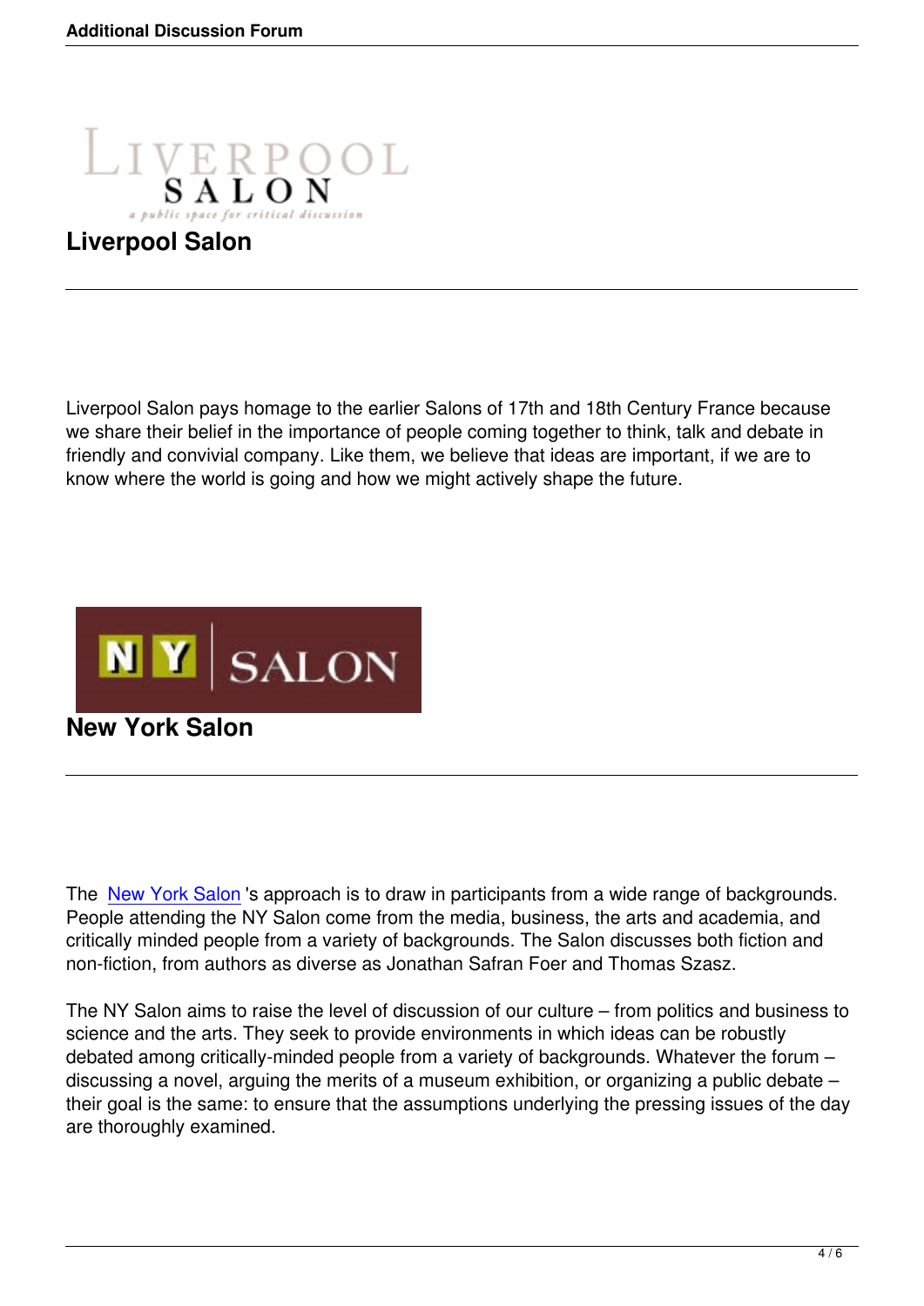## Liverpool Salon

Liverpool Salon pays homage to the earlier Salons of 17th and 18th Century France because we share their belief in the importance of people coming together to think, talk and debate in friendly and convivial company. Like them, we believe that ideas are important, if we are to know where the world is going and how we might actively shape the future.

## New York Salon

The New York Salon's approach is to draw in participants from a wide range of backgrounds. People attending the NY Salon come from the media, business, the arts and academia, and critically minded people from a variety of backgrounds. The Salon discusses both fiction and non-fiction, from authors as diverse as Jonathan Safran Foer and Thomas Szasz.

The NY Salon aims to raise the level of discussion of our culture – from politics and business to science and the arts. They seek to provide environments in which ideas can be robustly debated among critically-minded people from a variety of backgrounds. Whatever the forum – discussing a novel, arguing the merits of a museum exhibition, or organizing a public debate – their goal is the same: to ensure that the assumptions underlying the pressing issues of the day are thoroughly examined.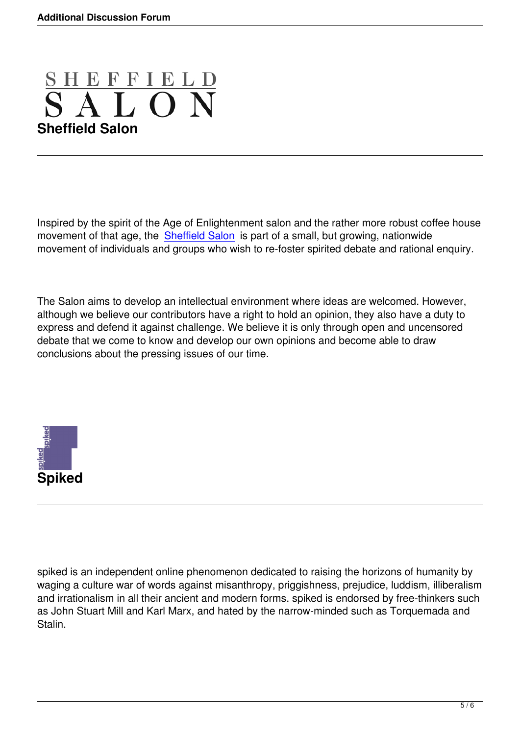## Sheffield Salon

Inspired by the spirit of the Age of Enlightenment salon and the rather more robust coffee house movement of that age, the Sheffield Salon is part of a small, but growing, nationwide movement of individuals and groups who wish to re-foster spirited debate and rational enquiry.

The Salon aims to develop an intellectual environment where ideas are welcomed. However, although we believe our contributors have a right to hold an opinion, they also have a duty to express and defend it against challenge. We believe it is only through open and uncensored debate that we come to know and develop our own opinions and become able to draw conclusions about the pressing issues of our time.

## Spiked

spiked is an independent online phenomenon dedicated to raising the horizons of humanity by waging a culture war of words against misanthropy, priggishness, prejudice, luddism, illiberalism and irrationalism in all their ancient and modern forms. spiked is endorsed by free-thinkers such as John Stuart Mill and Karl Marx, and hated by the narrow-minded such as Torquemada and Stalin.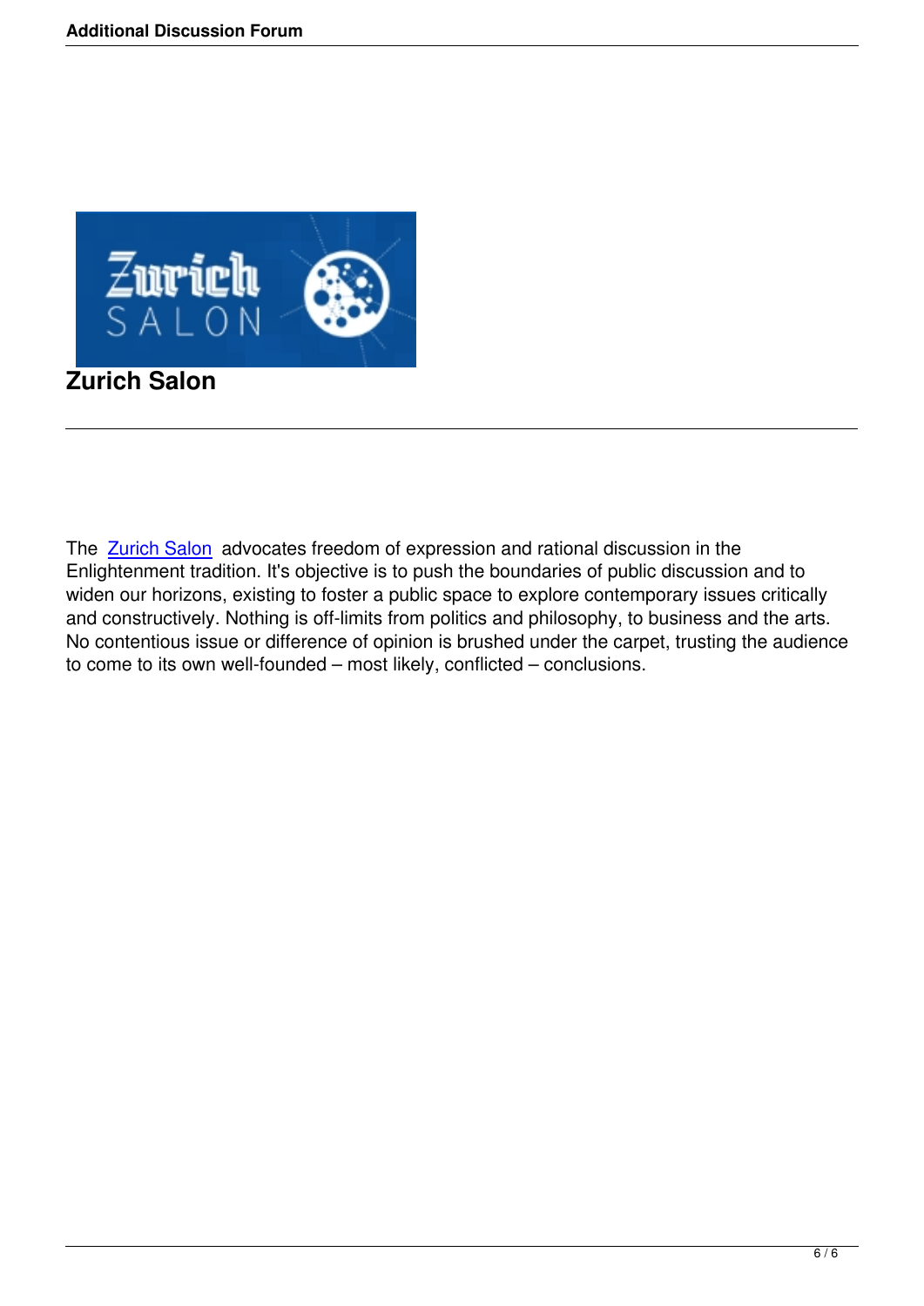## Zurich Salon

The Zurich Salon advocates freedom of expression and rational discussion in the Enlightenment tradition. It's objective is to push the boundaries of public discussion and to widen our horizons, existing to foster a public space to explore contemporary issues critically and constructively. Nothing is off-limits from politics and philosophy, to business and the arts. No contentious issue or difference of opinion is brushed under the carpet, trusting the audience to come to its own well-founded – most likely, conflicted – conclusions.